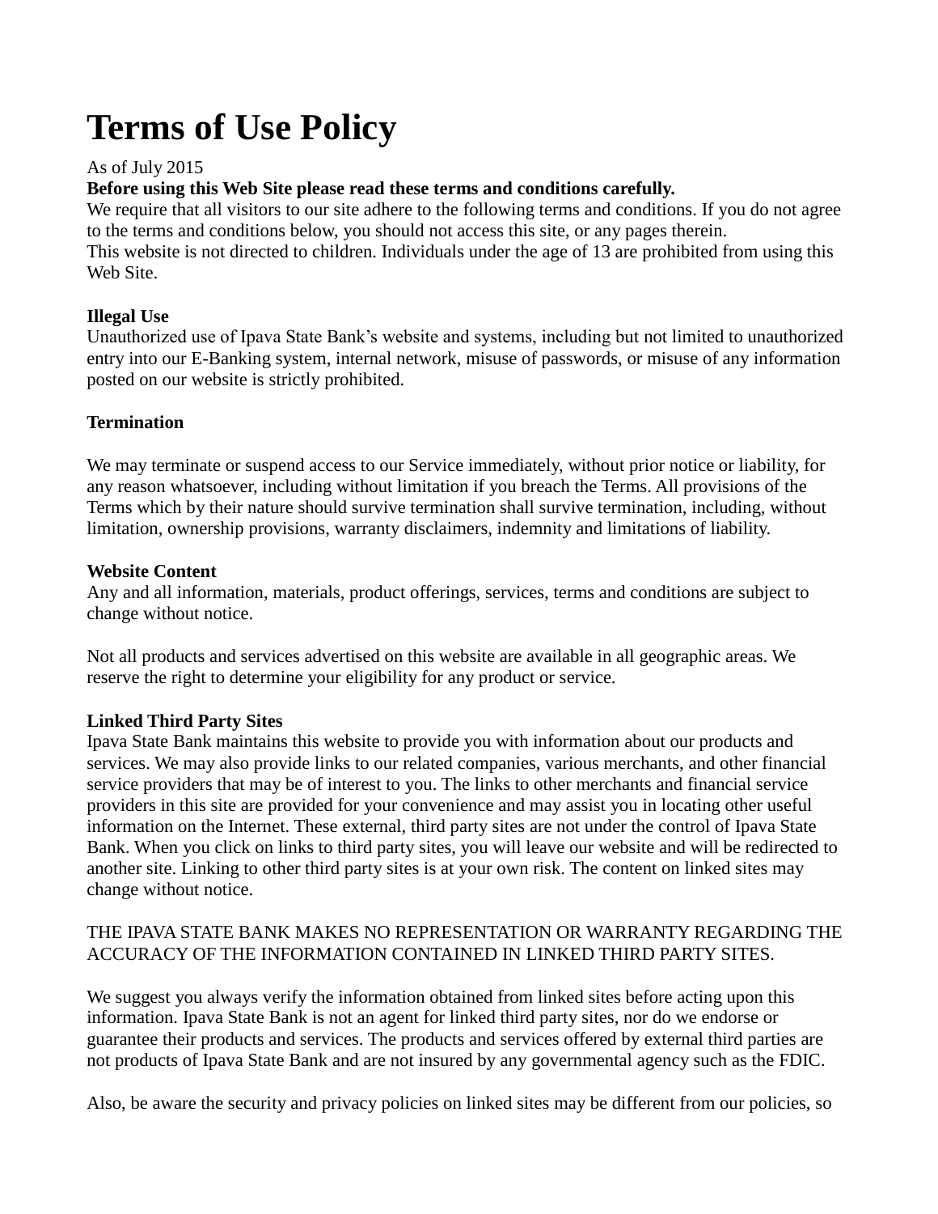# Terms of Use Policy

As of July 2015

**Before using this Web Site please read these terms and conditions carefully.**

We require that all visitors to our site adhere to the following terms and conditions. If you do not agree to the terms and conditions below, you should not access this site, or any pages therein.

This website is not directed to children. Individuals under the age of 13 are prohibited from using this Web Site.

**Illegal Use**

Unauthorized use of Ipava State Bank's website and systems, including but not limited to unauthorized entry into our E-Banking system, internal network, misuse of passwords, or misuse of any information posted on our website is strictly prohibited.

**Termination**

We may terminate or suspend access to our Service immediately, without prior notice or liability, for any reason whatsoever, including without limitation if you breach the Terms. All provisions of the Terms which by their nature should survive termination shall survive termination, including, without limitation, ownership provisions, warranty disclaimers, indemnity and limitations of liability.

**Website Content**

Any and all information, materials, product offerings, services, terms and conditions are subject to change without notice.

Not all products and services advertised on this website are available in all geographic areas. We reserve the right to determine your eligibility for any product or service.

**Linked Third Party Sites**

Ipava State Bank maintains this website to provide you with information about our products and services. We may also provide links to our related companies, various merchants, and other financial service providers that may be of interest to you. The links to other merchants and financial service providers in this site are provided for your convenience and may assist you in locating other useful information on the Internet. These external, third party sites are not under the control of Ipava State Bank. When you click on links to third party sites, you will leave our website and will be redirected to another site. Linking to other third party sites is at your own risk. The content on linked sites may change without notice.

THE IPAVA STATE BANK MAKES NO REPRESENTATION OR WARRANTY REGARDING THE ACCURACY OF THE INFORMATION CONTAINED IN LINKED THIRD PARTY SITES.

We suggest you always verify the information obtained from linked sites before acting upon this information. Ipava State Bank is not an agent for linked third party sites, nor do we endorse or guarantee their products and services. The products and services offered by external third parties are not products of Ipava State Bank and are not insured by any governmental agency such as the FDIC.

Also, be aware the security and privacy policies on linked sites may be different from our policies, so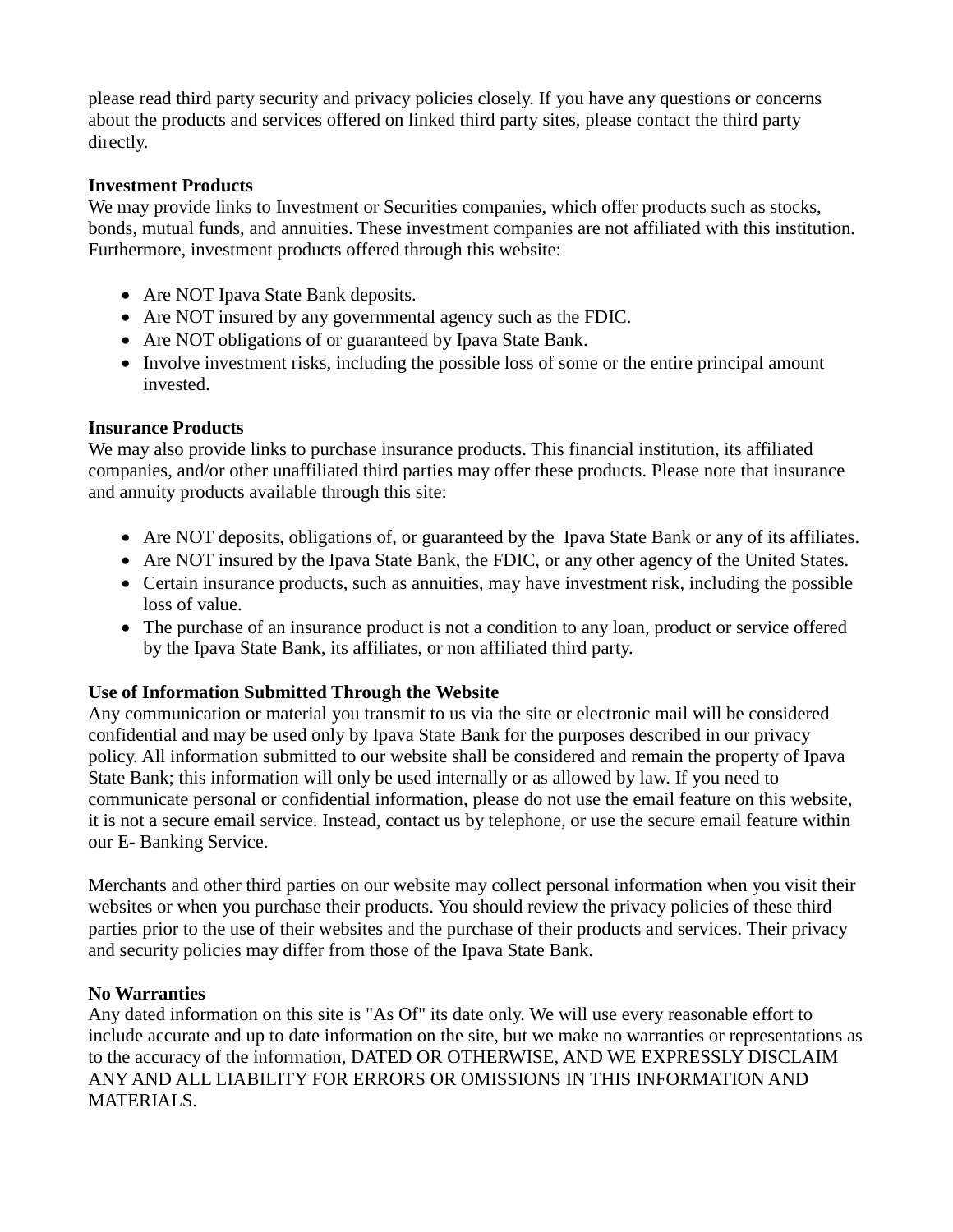please read third party security and privacy policies closely. If you have any questions or concerns about the products and services offered on linked third party sites, please contact the third party directly.

**Investment Products**
We may provide links to Investment or Securities companies, which offer products such as stocks, bonds, mutual funds, and annuities. These investment companies are not affiliated with this institution. Furthermore, investment products offered through this website:

- Are NOT Ipava State Bank deposits.
- Are NOT insured by any governmental agency such as the FDIC.
- Are NOT obligations of or guaranteed by Ipava State Bank.
- Involve investment risks, including the possible loss of some or the entire principal amount invested.

**Insurance Products**
We may also provide links to purchase insurance products. This financial institution, its affiliated companies, and/or other unaffiliated third parties may offer these products. Please note that insurance and annuity products available through this site:

- Are NOT deposits, obligations of, or guaranteed by the Ipava State Bank or any of its affiliates.
- Are NOT insured by the Ipava State Bank, the FDIC, or any other agency of the United States.
- Certain insurance products, such as annuities, may have investment risk, including the possible loss of value.
- The purchase of an insurance product is not a condition to any loan, product or service offered by the Ipava State Bank, its affiliates, or non affiliated third party.

**Use of Information Submitted Through the Website**
Any communication or material you transmit to us via the site or electronic mail will be considered confidential and may be used only by Ipava State Bank for the purposes described in our privacy policy. All information submitted to our website shall be considered and remain the property of Ipava State Bank; this information will only be used internally or as allowed by law. If you need to communicate personal or confidential information, please do not use the email feature on this website, it is not a secure email service. Instead, contact us by telephone, or use the secure email feature within our E- Banking Service.

Merchants and other third parties on our website may collect personal information when you visit their websites or when you purchase their products. You should review the privacy policies of these third parties prior to the use of their websites and the purchase of their products and services. Their privacy and security policies may differ from those of the Ipava State Bank.

**No Warranties**
Any dated information on this site is "As Of" its date only. We will use every reasonable effort to include accurate and up to date information on the site, but we make no warranties or representations as to the accuracy of the information, DATED OR OTHERWISE, AND WE EXPRESSLY DISCLAIM ANY AND ALL LIABILITY FOR ERRORS OR OMISSIONS IN THIS INFORMATION AND MATERIALS.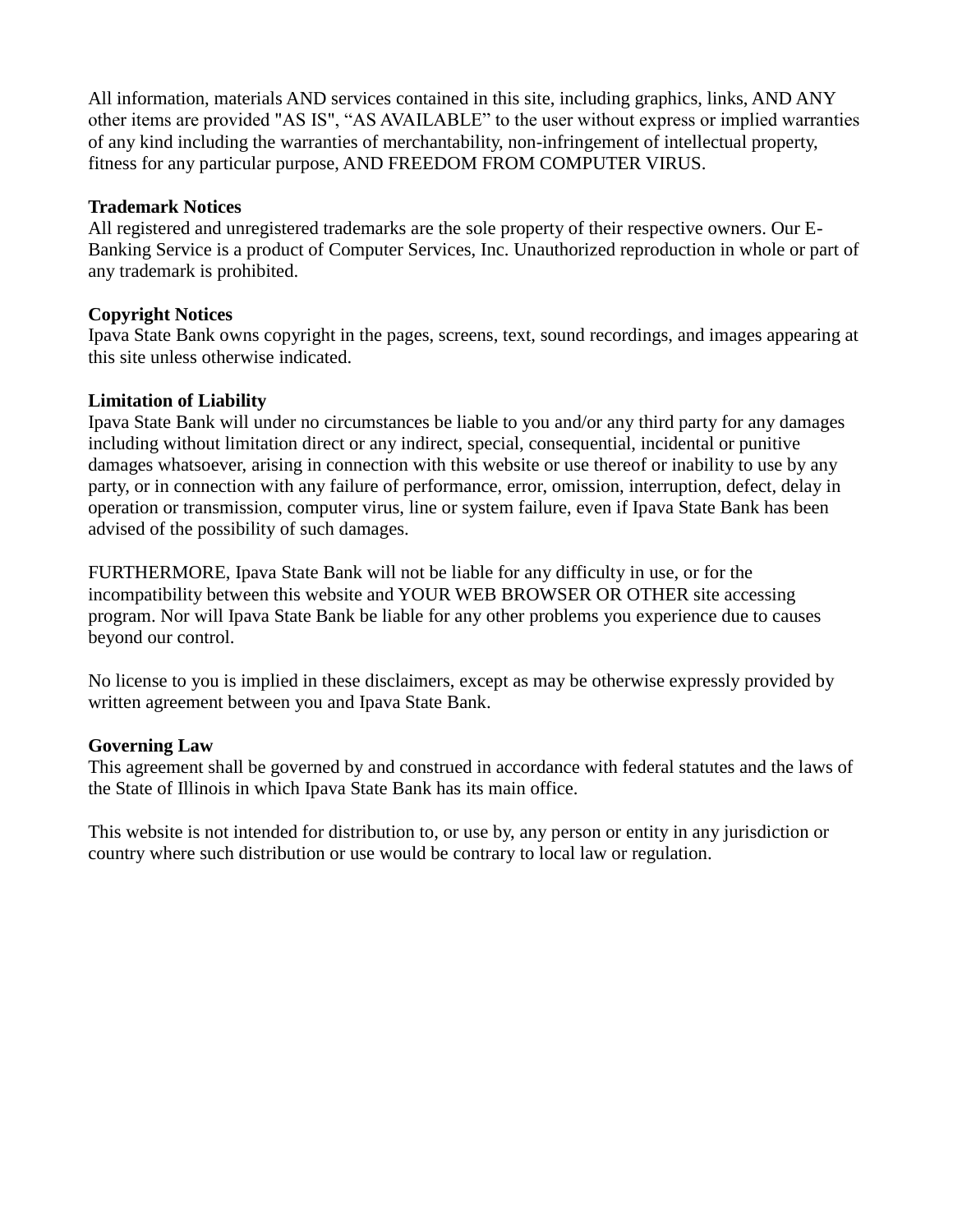All information, materials AND services contained in this site, including graphics, links, AND ANY other items are provided "AS IS", “AS AVAILABLE” to the user without express or implied warranties of any kind including the warranties of merchantability, non-infringement of intellectual property, fitness for any particular purpose, AND FREEDOM FROM COMPUTER VIRUS.

**Trademark Notices**
All registered and unregistered trademarks are the sole property of their respective owners. Our E-Banking Service is a product of Computer Services, Inc. Unauthorized reproduction in whole or part of any trademark is prohibited.

**Copyright Notices**
Ipava State Bank owns copyright in the pages, screens, text, sound recordings, and images appearing at this site unless otherwise indicated.

**Limitation of Liability**
Ipava State Bank will under no circumstances be liable to you and/or any third party for any damages including without limitation direct or any indirect, special, consequential, incidental or punitive damages whatsoever, arising in connection with this website or use thereof or inability to use by any party, or in connection with any failure of performance, error, omission, interruption, defect, delay in operation or transmission, computer virus, line or system failure, even if Ipava State Bank has been advised of the possibility of such damages.

FURTHERMORE, Ipava State Bank will not be liable for any difficulty in use, or for the incompatibility between this website and YOUR WEB BROWSER OR OTHER site accessing program. Nor will Ipava State Bank be liable for any other problems you experience due to causes beyond our control.

No license to you is implied in these disclaimers, except as may be otherwise expressly provided by written agreement between you and Ipava State Bank.

**Governing Law**
This agreement shall be governed by and construed in accordance with federal statutes and the laws of the State of Illinois in which Ipava State Bank has its main office.

This website is not intended for distribution to, or use by, any person or entity in any jurisdiction or country where such distribution or use would be contrary to local law or regulation.